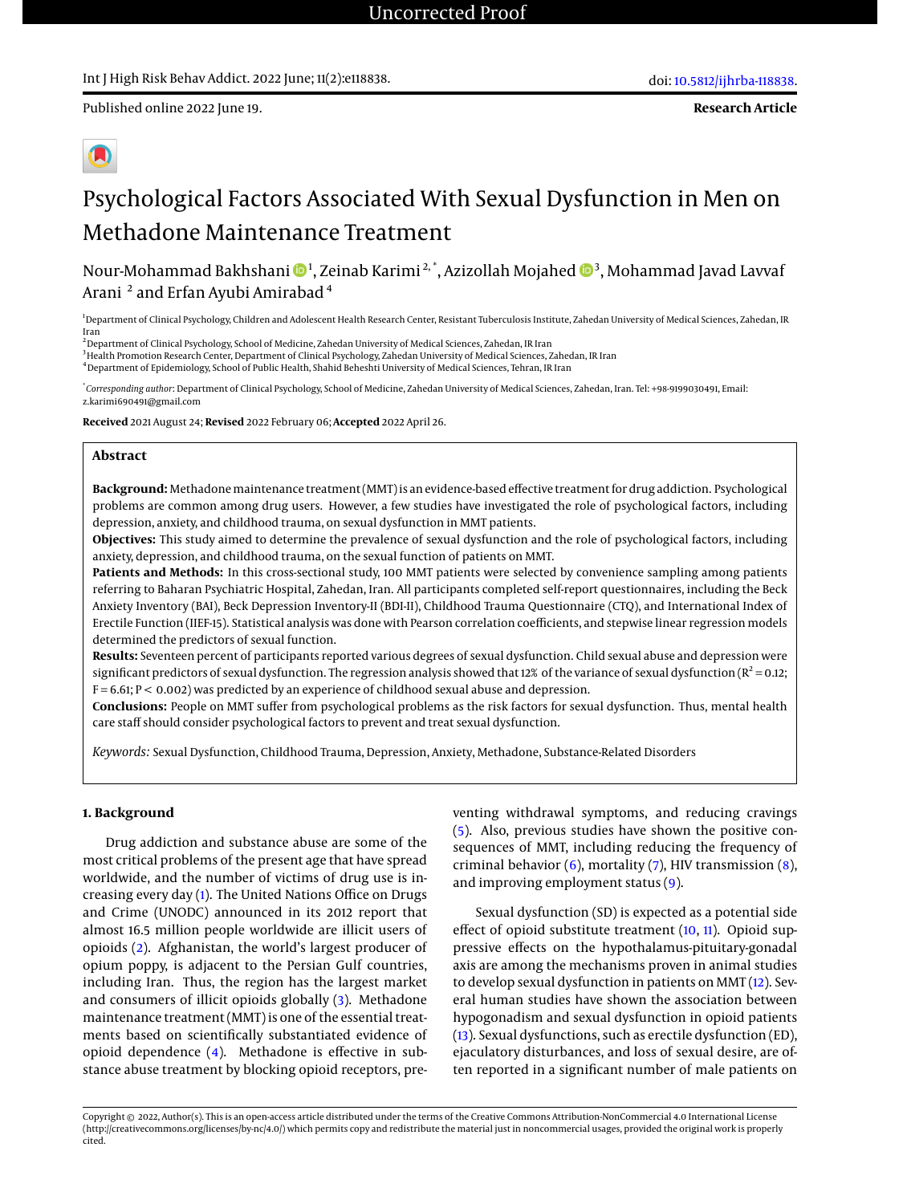Int J High Risk Behav Addict. 2022 June; 11(2):e118838.

doi: 10.5812/ijhrba-118838.

Published online 2022 June 19.

**Research Article**

# Psychological Factors Associated With Sexual Dysfunction in Men on Methadone Maintenance Treatment

Nour-Mohammad Bakhshani [1], Zeinab Karimi [2,*], Azizollah Mojahed [3], Mohammad Javad Lavvaf Arani [2] and Erfan Ayubi Amirabad [4]

[1] Department of Clinical Psychology, Children and Adolescent Health Research Center, Resistant Tuberculosis Institute, Zahedan University of Medical Sciences, Zahedan, IR Iran

[2] Department of Clinical Psychology, School of Medicine, Zahedan University of Medical Sciences, Zahedan, IR Iran

[3] Health Promotion Research Center, Department of Clinical Psychology, Zahedan University of Medical Sciences, Zahedan, IR Iran

[4] Department of Epidemiology, School of Public Health, Shahid Beheshti University of Medical Sciences, Tehran, IR Iran

[*] *Corresponding author*: Department of Clinical Psychology, School of Medicine, Zahedan University of Medical Sciences, Zahedan, Iran. Tel: +98-9199030491, Email: z.karimi690491@gmail.com

**Received** 2021 August 24; **Revised** 2022 February 06; **Accepted** 2022 April 26.

## Abstract

**Background:** Methadone maintenance treatment (MMT) is an evidence-based effective treatment for drug addiction. Psychological problems are common among drug users. However, a few studies have investigated the role of psychological factors, including depression, anxiety, and childhood trauma, on sexual dysfunction in MMT patients.

**Objectives:** This study aimed to determine the prevalence of sexual dysfunction and the role of psychological factors, including anxiety, depression, and childhood trauma, on the sexual function of patients on MMT.

**Patients and Methods:** In this cross-sectional study, 100 MMT patients were selected by convenience sampling among patients referring to Baharan Psychiatric Hospital, Zahedan, Iran. All participants completed self-report questionnaires, including the Beck Anxiety Inventory (BAI), Beck Depression Inventory-II (BDI-II), Childhood Trauma Questionnaire (CTQ), and International Index of Erectile Function (IIEF-15). Statistical analysis was done with Pearson correlation coefficients, and stepwise linear regression models determined the predictors of sexual function.

**Results:** Seventeen percent of participants reported various degrees of sexual dysfunction. Child sexual abuse and depression were significant predictors of sexual dysfunction. The regression analysis showed that 12% of the variance of sexual dysfunction ($R^2 = 0.12$; $F = 6.61$; $P < 0.002$) was predicted by an experience of childhood sexual abuse and depression.

**Conclusions:** People on MMT suffer from psychological problems as the risk factors for sexual dysfunction. Thus, mental health care staff should consider psychological factors to prevent and treat sexual dysfunction.

*Keywords:* Sexual Dysfunction, Childhood Trauma, Depression, Anxiety, Methadone, Substance-Related Disorders

## 1. Background

Drug addiction and substance abuse are some of the most critical problems of the present age that have spread worldwide, and the number of victims of drug use is increasing every day (1). The United Nations Office on Drugs and Crime (UNODC) announced in its 2012 report that almost 16.5 million people worldwide are illicit users of opioids (2). Afghanistan, the world's largest producer of opium poppy, is adjacent to the Persian Gulf countries, including Iran. Thus, the region has the largest market and consumers of illicit opioids globally (3). Methadone maintenance treatment (MMT) is one of the essential treatments based on scientifically substantiated evidence of opioid dependence (4). Methadone is effective in substance abuse treatment by blocking opioid receptors, preventing withdrawal symptoms, and reducing cravings (5). Also, previous studies have shown the positive consequences of MMT, including reducing the frequency of criminal behavior (6), mortality (7), HIV transmission (8), and improving employment status (9).

Sexual dysfunction (SD) is expected as a potential side effect of opioid substitute treatment (10, 11). Opioid suppressive effects on the hypothalamus-pituitary-gonadal axis are among the mechanisms proven in animal studies to develop sexual dysfunction in patients on MMT (12). Several human studies have shown the association between hypogonadism and sexual dysfunction in opioid patients (13). Sexual dysfunctions, such as erectile dysfunction (ED), ejaculatory disturbances, and loss of sexual desire, are often reported in a significant number of male patients on

Copyright © 2022, Author(s). This is an open-access article distributed under the terms of the Creative Commons Attribution-NonCommercial 4.0 International License (http://creativecommons.org/licenses/by-nc/4.0/) which permits copy and redistribute the material just in noncommercial usages, provided the original work is properly cited.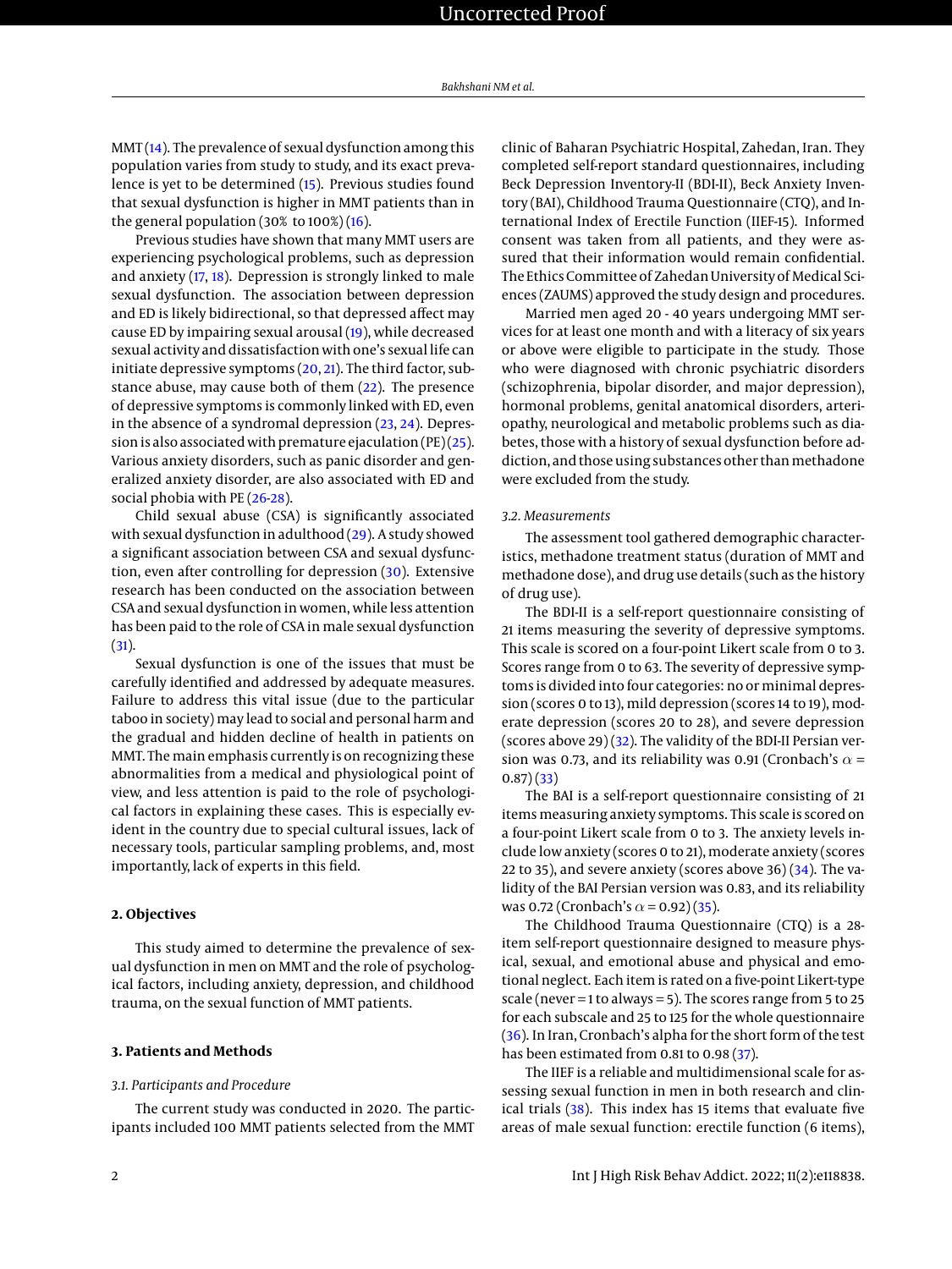MMT (14). The prevalence of sexual dysfunction among this population varies from study to study, and its exact prevalence is yet to be determined (15). Previous studies found that sexual dysfunction is higher in MMT patients than in the general population (30% to 100%) (16).

Previous studies have shown that many MMT users are experiencing psychological problems, such as depression and anxiety (17, 18). Depression is strongly linked to male sexual dysfunction. The association between depression and ED is likely bidirectional, so that depressed affect may cause ED by impairing sexual arousal (19), while decreased sexual activity and dissatisfaction with one's sexual life can initiate depressive symptoms (20, 21). The third factor, substance abuse, may cause both of them (22). The presence of depressive symptoms is commonly linked with ED, even in the absence of a syndromal depression (23, 24). Depression is also associated with premature ejaculation (PE) (25). Various anxiety disorders, such as panic disorder and generalized anxiety disorder, are also associated with ED and social phobia with PE (26-28).

Child sexual abuse (CSA) is significantly associated with sexual dysfunction in adulthood (29). A study showed a significant association between CSA and sexual dysfunction, even after controlling for depression (30). Extensive research has been conducted on the association between CSA and sexual dysfunction in women, while less attention has been paid to the role of CSA in male sexual dysfunction (31).

Sexual dysfunction is one of the issues that must be carefully identified and addressed by adequate measures. Failure to address this vital issue (due to the particular taboo in society) may lead to social and personal harm and the gradual and hidden decline of health in patients on MMT. The main emphasis currently is on recognizing these abnormalities from a medical and physiological point of view, and less attention is paid to the role of psychological factors in explaining these cases. This is especially evident in the country due to special cultural issues, lack of necessary tools, particular sampling problems, and, most importantly, lack of experts in this field.

## 2. Objectives

This study aimed to determine the prevalence of sexual dysfunction in men on MMT and the role of psychological factors, including anxiety, depression, and childhood trauma, on the sexual function of MMT patients.

## 3. Patients and Methods

### 3.1. Participants and Procedure

The current study was conducted in 2020. The participants included 100 MMT patients selected from the MMT clinic of Baharan Psychiatric Hospital, Zahedan, Iran. They completed self-report standard questionnaires, including Beck Depression Inventory-II (BDI-II), Beck Anxiety Inventory (BAI), Childhood Trauma Questionnaire (CTQ), and International Index of Erectile Function (IIEF-15). Informed consent was taken from all patients, and they were assured that their information would remain confidential. The Ethics Committee of Zahedan University of Medical Sciences (ZAUMS) approved the study design and procedures.

Married men aged 20 - 40 years undergoing MMT services for at least one month and with a literacy of six years or above were eligible to participate in the study. Those who were diagnosed with chronic psychiatric disorders (schizophrenia, bipolar disorder, and major depression), hormonal problems, genital anatomical disorders, arteriopathy, neurological and metabolic problems such as diabetes, those with a history of sexual dysfunction before addiction, and those using substances other than methadone were excluded from the study.

### 3.2. Measurements

The assessment tool gathered demographic characteristics, methadone treatment status (duration of MMT and methadone dose), and drug use details (such as the history of drug use).

The BDI-II is a self-report questionnaire consisting of 21 items measuring the severity of depressive symptoms. This scale is scored on a four-point Likert scale from 0 to 3. Scores range from 0 to 63. The severity of depressive symptoms is divided into four categories: no or minimal depression (scores 0 to 13), mild depression (scores 14 to 19), moderate depression (scores 20 to 28), and severe depression (scores above 29) (32). The validity of the BDI-II Persian version was 0.73, and its reliability was 0.91 (Cronbach's $\alpha$ = 0.87) (33)

The BAI is a self-report questionnaire consisting of 21 items measuring anxiety symptoms. This scale is scored on a four-point Likert scale from 0 to 3. The anxiety levels include low anxiety (scores 0 to 21), moderate anxiety (scores 22 to 35), and severe anxiety (scores above 36) (34). The validity of the BAI Persian version was 0.83, and its reliability was 0.72 (Cronbach's $\alpha$ = 0.92) (35).

The Childhood Trauma Questionnaire (CTQ) is a 28-item self-report questionnaire designed to measure physical, sexual, and emotional abuse and physical and emotional neglect. Each item is rated on a five-point Likert-type scale (never = 1 to always = 5). The scores range from 5 to 25 for each subscale and 25 to 125 for the whole questionnaire (36). In Iran, Cronbach's alpha for the short form of the test has been estimated from 0.81 to 0.98 (37).

The IIEF is a reliable and multidimensional scale for assessing sexual function in men in both research and clinical trials (38). This index has 15 items that evaluate five areas of male sexual function: erectile function (6 items),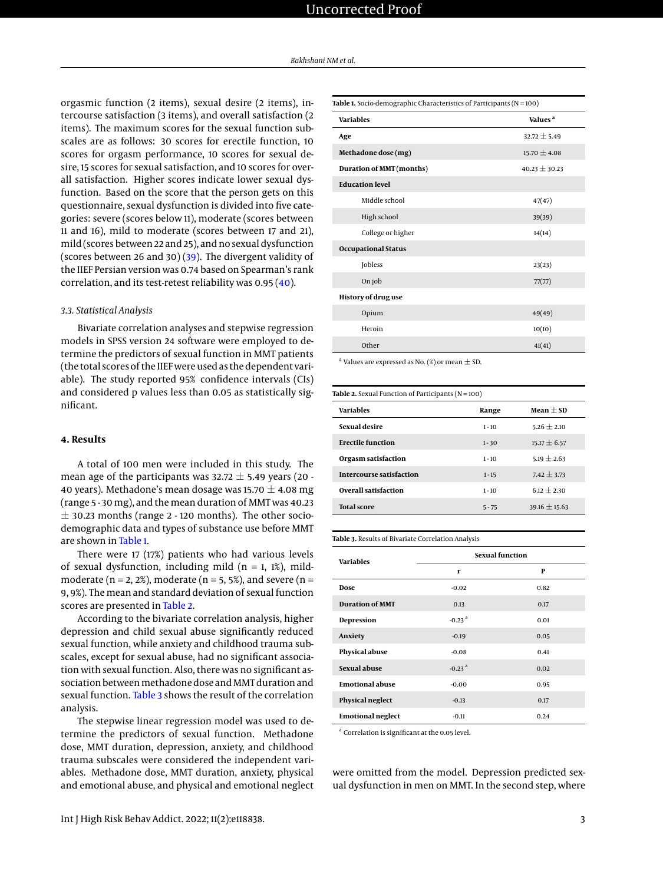orgasmic function (2 items), sexual desire (2 items), intercourse satisfaction (3 items), and overall satisfaction (2 items). The maximum scores for the sexual function subscales are as follows: 30 scores for erectile function, 10 scores for orgasm performance, 10 scores for sexual desire, 15 scores for sexual satisfaction, and 10 scores for overall satisfaction. Higher scores indicate lower sexual dysfunction. Based on the score that the person gets on this questionnaire, sexual dysfunction is divided into five categories: severe (scores below 11), moderate (scores between 11 and 16), mild to moderate (scores between 17 and 21), mild (scores between 22 and 25), and no sexual dysfunction (scores between 26 and 30) (39). The divergent validity of the IIEF Persian version was 0.74 based on Spearman's rank correlation, and its test-retest reliability was 0.95 (40).

### 3.3. Statistical Analysis

Bivariate correlation analyses and stepwise regression models in SPSS version 24 software were employed to determine the predictors of sexual function in MMT patients (the total scores of the IIEF were used as the dependent variable). The study reported 95% confidence intervals (CIs) and considered p values less than 0.05 as statistically significant.

## 4. Results

A total of 100 men were included in this study. The mean age of the participants was 32.72 ± 5.49 years (20 - 40 years). Methadone's mean dosage was 15.70 ± 4.08 mg (range 5 - 30 mg), and the mean duration of MMT was 40.23 ± 30.23 months (range 2 - 120 months). The other socio-demographic data and types of substance use before MMT are shown in Table 1.

There were 17 (17%) patients who had various levels of sexual dysfunction, including mild (n = 1, 1%), mild-moderate (n = 2, 2%), moderate (n = 5, 5%), and severe (n = 9, 9%). The mean and standard deviation of sexual function scores are presented in Table 2.

According to the bivariate correlation analysis, higher depression and child sexual abuse significantly reduced sexual function, while anxiety and childhood trauma subscales, except for sexual abuse, had no significant association with sexual function. Also, there was no significant association between methadone dose and MMT duration and sexual function. Table 3 shows the result of the correlation analysis.

The stepwise linear regression model was used to determine the predictors of sexual function. Methadone dose, MMT duration, depression, anxiety, and childhood trauma subscales were considered the independent variables. Methadone dose, MMT duration, anxiety, physical and emotional abuse, and physical and emotional neglect were omitted from the model. Depression predicted sexual dysfunction in men on MMT. In the second step, where

**Table 1.** Socio-demographic Characteristics of Participants (N = 100)

| Variables | Values [a] |
|---|---|
| **Age** | 32.72 ± 5.49 |
| **Methadone dose (mg)** | 15.70 ± 4.08 |
| **Duration of MMT (months)** | 40.23 ± 30.23 |
| **Education level** | |
| Middle school | 47(47) |
| High school | 39(39) |
| College or higher | 14(14) |
| **Occupational Status** | |
| Jobless | 23(23) |
| On job | 77(77) |
| **History of drug use** | |
| Opium | 49(49) |
| Heroin | 10(10) |
| Other | 41(41) |

[a] Values are expressed as No. (%) or mean ± SD.

**Table 2.** Sexual Function of Participants (N = 100)

| Variables | Range | Mean ± SD |
|---|---|---|
| **Sexual desire** | 1 - 10 | 5.26 ± 2.10 |
| **Erectile function** | 1 - 30 | 15.17 ± 6.57 |
| **Orgasm satisfaction** | 1 - 10 | 5.19 ± 2.63 |
| **Intercourse satisfaction** | 1 - 15 | 7.42 ± 3.73 |
| **Overall satisfaction** | 1 - 10 | 6.12 ± 2.30 |
| **Total score** | 5 - 75 | 39.16 ± 15.63 |

**Table 3.** Results of Bivariate Correlation Analysis

| Variables | Sexual function | |
|---|---|---|
| | r | P |
| **Dose** | -0.02 | 0.82 |
| **Duration of MMT** | 0.13 | 0.17 |
| **Depression** | -0.23 [a] | 0.01 |
| **Anxiety** | -0.19 | 0.05 |
| **Physical abuse** | -0.08 | 0.41 |
| **Sexual abuse** | -0.23 [a] | 0.02 |
| **Emotional abuse** | -0.00 | 0.95 |
| **Physical neglect** | -0.13 | 0.17 |
| **Emotional neglect** | -0.11 | 0.24 |

[a] Correlation is significant at the 0.05 level.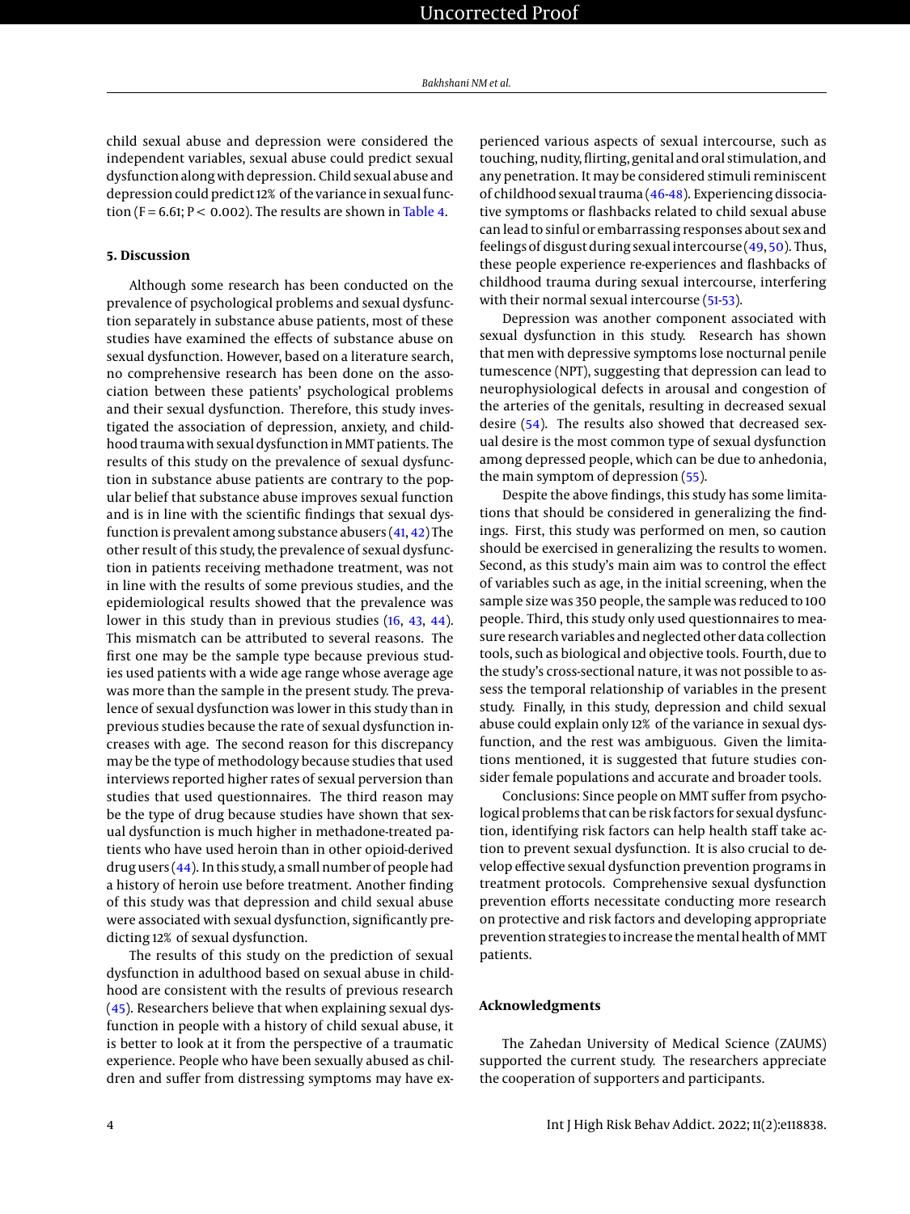child sexual abuse and depression were considered the independent variables, sexual abuse could predict sexual dysfunction along with depression. Child sexual abuse and depression could predict 12% of the variance in sexual function ($F = 6.61$; $P < 0.002$). The results are shown in Table 4.

## 5. Discussion

Although some research has been conducted on the prevalence of psychological problems and sexual dysfunction separately in substance abuse patients, most of these studies have examined the effects of substance abuse on sexual dysfunction. However, based on a literature search, no comprehensive research has been done on the association between these patients' psychological problems and their sexual dysfunction. Therefore, this study investigated the association of depression, anxiety, and childhood trauma with sexual dysfunction in MMT patients. The results of this study on the prevalence of sexual dysfunction in substance abuse patients are contrary to the popular belief that substance abuse improves sexual function and is in line with the scientific findings that sexual dysfunction is prevalent among substance abusers (41, 42) The other result of this study, the prevalence of sexual dysfunction in patients receiving methadone treatment, was not in line with the results of some previous studies, and the epidemiological results showed that the prevalence was lower in this study than in previous studies (16, 43, 44). This mismatch can be attributed to several reasons. The first one may be the sample type because previous studies used patients with a wide age range whose average age was more than the sample in the present study. The prevalence of sexual dysfunction was lower in this study than in previous studies because the rate of sexual dysfunction increases with age. The second reason for this discrepancy may be the type of methodology because studies that used interviews reported higher rates of sexual perversion than studies that used questionnaires. The third reason may be the type of drug because studies have shown that sexual dysfunction is much higher in methadone-treated patients who have used heroin than in other opioid-derived drug users (44). In this study, a small number of people had a history of heroin use before treatment. Another finding of this study was that depression and child sexual abuse were associated with sexual dysfunction, significantly predicting 12% of sexual dysfunction.

The results of this study on the prediction of sexual dysfunction in adulthood based on sexual abuse in childhood are consistent with the results of previous research (45). Researchers believe that when explaining sexual dysfunction in people with a history of child sexual abuse, it is better to look at it from the perspective of a traumatic experience. People who have been sexually abused as children and suffer from distressing symptoms may have experienced various aspects of sexual intercourse, such as touching, nudity, flirting, genital and oral stimulation, and any penetration. It may be considered stimuli reminiscent of childhood sexual trauma (46-48). Experiencing dissociative symptoms or flashbacks related to child sexual abuse can lead to sinful or embarrassing responses about sex and feelings of disgust during sexual intercourse (49, 50). Thus, these people experience re-experiences and flashbacks of childhood trauma during sexual intercourse, interfering with their normal sexual intercourse (51-53).

Depression was another component associated with sexual dysfunction in this study. Research has shown that men with depressive symptoms lose nocturnal penile tumescence (NPT), suggesting that depression can lead to neurophysiological defects in arousal and congestion of the arteries of the genitals, resulting in decreased sexual desire (54). The results also showed that decreased sexual desire is the most common type of sexual dysfunction among depressed people, which can be due to anhedonia, the main symptom of depression (55).

Despite the above findings, this study has some limitations that should be considered in generalizing the findings. First, this study was performed on men, so caution should be exercised in generalizing the results to women. Second, as this study's main aim was to control the effect of variables such as age, in the initial screening, when the sample size was 350 people, the sample was reduced to 100 people. Third, this study only used questionnaires to measure research variables and neglected other data collection tools, such as biological and objective tools. Fourth, due to the study's cross-sectional nature, it was not possible to assess the temporal relationship of variables in the present study. Finally, in this study, depression and child sexual abuse could explain only 12% of the variance in sexual dysfunction, and the rest was ambiguous. Given the limitations mentioned, it is suggested that future studies consider female populations and accurate and broader tools.

Conclusions: Since people on MMT suffer from psychological problems that can be risk factors for sexual dysfunction, identifying risk factors can help health staff take action to prevent sexual dysfunction. It is also crucial to develop effective sexual dysfunction prevention programs in treatment protocols. Comprehensive sexual dysfunction prevention efforts necessitate conducting more research on protective and risk factors and developing appropriate prevention strategies to increase the mental health of MMT patients.

## Acknowledgments

The Zahedan University of Medical Science (ZAUMS) supported the current study. The researchers appreciate the cooperation of supporters and participants.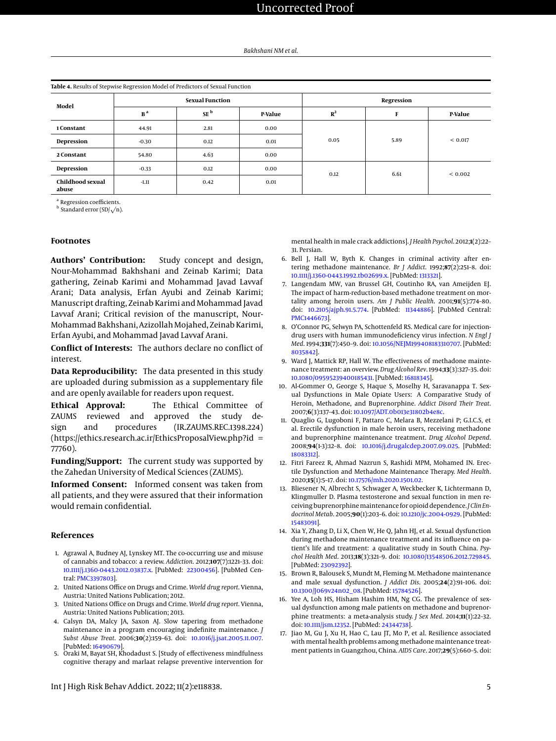**Table 4.** Results of Stepwise Regression Model of Predictors of Sexual Function

| Model | Sexual Function | | | Regression | | |
|---|---|---|---|---|---|---|
| | B [a] | SE [b] | P-Value | $R^2$ | F | P-Value |
| **1 Constant** | 44.91 | 2.81 | 0.00 | 0.05 | 5.89 | < 0.017 |
| **Depression** | -0.30 | 0.12 | 0.01 | | | |
| **2 Constant** | 54.80 | 4.63 | 0.00 | 0.12 | 6.61 | < 0.002 |
| **Depression** | -0.33 | 0.12 | 0.00 | | | |
| **Childhood sexual abuse** | -1.11 | 0.42 | 0.01 | | | |

[a] Regression coefficients.
[b] Standard error (SD/$\sqrt{n}$).

## Footnotes

**Authors' Contribution:** Study concept and design, Nour-Mohammad Bakhshani and Zeinab Karimi; Data gathering, Zeinab Karimi and Mohammad Javad Lavvaf Arani; Data analysis, Erfan Ayubi and Zeinab Karimi; Manuscript drafting, Zeinab Karimi and Mohammad Javad Lavvaf Arani; Critical revision of the manuscript, Nour-Mohammad Bakhshani, Azizollah Mojahed, Zeinab Karimi, Erfan Ayubi, and Mohammad Javad Lavvaf Arani.

**Conflict of Interests:** The authors declare no conflict of interest.

**Data Reproducibility:** The data presented in this study are uploaded during submission as a supplementary file and are openly available for readers upon request.

**Ethical Approval:** The Ethical Committee of ZAUMS reviewed and approved the study design and procedures (IR.ZAUMS.REC.1398.224) (https://ethics.research.ac.ir/EthicsProposalView.php?id = 77760).

**Funding/Support:** The current study was supported by the Zahedan University of Medical Sciences (ZAUMS).

**Informed Consent:** Informed consent was taken from all patients, and they were assured that their information would remain confidential.

## References

1. Agrawal A, Budney AJ, Lynskey MT. The co-occurring use and misuse of cannabis and tobacco: a review. *Addiction*. 2012;**107**(7):1221–33. doi: 10.1111/j.1360-0443.2012.03837.x. [PubMed: 22300456]. [PubMed Central: PMC3397803].
2. United Nations Office on Drugs and Crime. *World drug report*. Vienna, Austria: United Nations Publication; 2012.
3. United Nations Office on Drugs and Crime. *World drug report*. Vienna, Austria: United Nations Publication; 2013.
4. Calsyn DA, Malcy JA, Saxon AJ. Slow tapering from methadone maintenance in a program encouraging indefinite maintenance. *J Subst Abuse Treat*. 2006;**30**(2):159–63. doi: 10.1016/j.jsat.2005.11.007. [PubMed: 16490679].
5. Oraki M, Bayat SH, Khodadust S. [Study of effectiveness mindfulness cognitive therapy and marlaat relapse preventive intervention for mental health in male crack addictions]. *J Health Psychol*. 2012;**1**(2):22–31. Persian.
6. Bell J, Hall W, Byth K. Changes in criminal activity after entering methadone maintenance. *Br J Addict*. 1992;**87**(2):251–8. doi: 10.1111/j.1360-0443.1992.tb02699.x. [PubMed: 1313321].
7. Langendam MW, van Brussel GH, Coutinho RA, van Ameijden EJ. The impact of harm-reduction-based methadone treatment on mortality among heroin users. *Am J Public Health*. 2001;**91**(5):774–80. doi: 10.2105/ajph.91.5.774. [PubMed: 11344886]. [PubMed Central: PMC1446673].
8. O'Connor PG, Selwyn PA, Schottenfeld RS. Medical care for injection-drug users with human immunodeficiency virus infection. *N Engl J Med*. 1994;**331**(7):450–9. doi: 10.1056/NEJM199408183310707. [PubMed: 8035842].
9. Ward J, Mattick RP, Hall W. The effectiveness of methadone maintenance treatment: an overview. *Drug Alcohol Rev*. 1994;**13**(3):327–35. doi: 10.1080/09595239400185431. [PubMed: 16818345].
10. Al-Gommer O, George S, Haque S, Moselhy H, Saravanappa T. Sexual Dysfunctions in Male Opiate Users: A Comparative Study of Heroin, Methadone, and Buprenorphine. *Addict Disord Their Treat*. 2007;**6**(3):137–43. doi: 10.1097/ADT.0b013e31802b4e8c.
11. Quaglio G, Lugoboni F, Pattaro C, Melara B, Mezzelani P; G.I.C.S, et al. Erectile dysfunction in male heroin users, receiving methadone and buprenorphine maintenance treatment. *Drug Alcohol Depend*. 2008;**94**(1-3):12–8. doi: 10.1016/j.drugalcdep.2007.09.025. [PubMed: 18083312].
12. Fitri Fareez R, Ahmad Nazrun S, Rashidi MPM, Mohamed IN. Erectile Dysfunction and Methadone Maintenance Therapy. *Med Health*. 2020;**15**(1):5–17. doi: 10.17576/mh.2020.1501.02.
13. Bliesener N, Albrecht S, Schwager A, Weckbecker K, Lichtermann D, Klingmuller D. Plasma testosterone and sexual function in men receiving buprenorphine maintenance for opioid dependence. *J Clin Endocrinol Metab*. 2005;**90**(1):203–6. doi: 10.1210/jc.2004-0929. [PubMed: 15483091].
14. Xia Y, Zhang D, Li X, Chen W, He Q, Jahn HJ, et al. Sexual dysfunction during methadone maintenance treatment and its influence on patient's life and treatment: a qualitative study in South China. *Psychol Health Med*. 2013;**18**(3):321–9. doi: 10.1080/13548506.2012.729845. [PubMed: 23092392].
15. Brown R, Balousek S, Mundt M, Fleming M. Methadone maintenance and male sexual dysfunction. *J Addict Dis*. 2005;**24**(2):91–106. doi: 10.1300/J069v24n02_08. [PubMed: 15784526].
16. Yee A, Loh HS, Hisham Hashim HM, Ng CG. The prevalence of sexual dysfunction among male patients on methadone and buprenorphine treatments: a meta-analysis study. *J Sex Med*. 2014;**11**(1):22–32. doi: 10.1111/jsm.12352. [PubMed: 24344738].
17. Jiao M, Gu J, Xu H, Hao C, Lau JT, Mo P, et al. Resilience associated with mental health problems among methadone maintenance treatment patients in Guangzhou, China. *AIDS Care*. 2017;**29**(5):660–5. doi: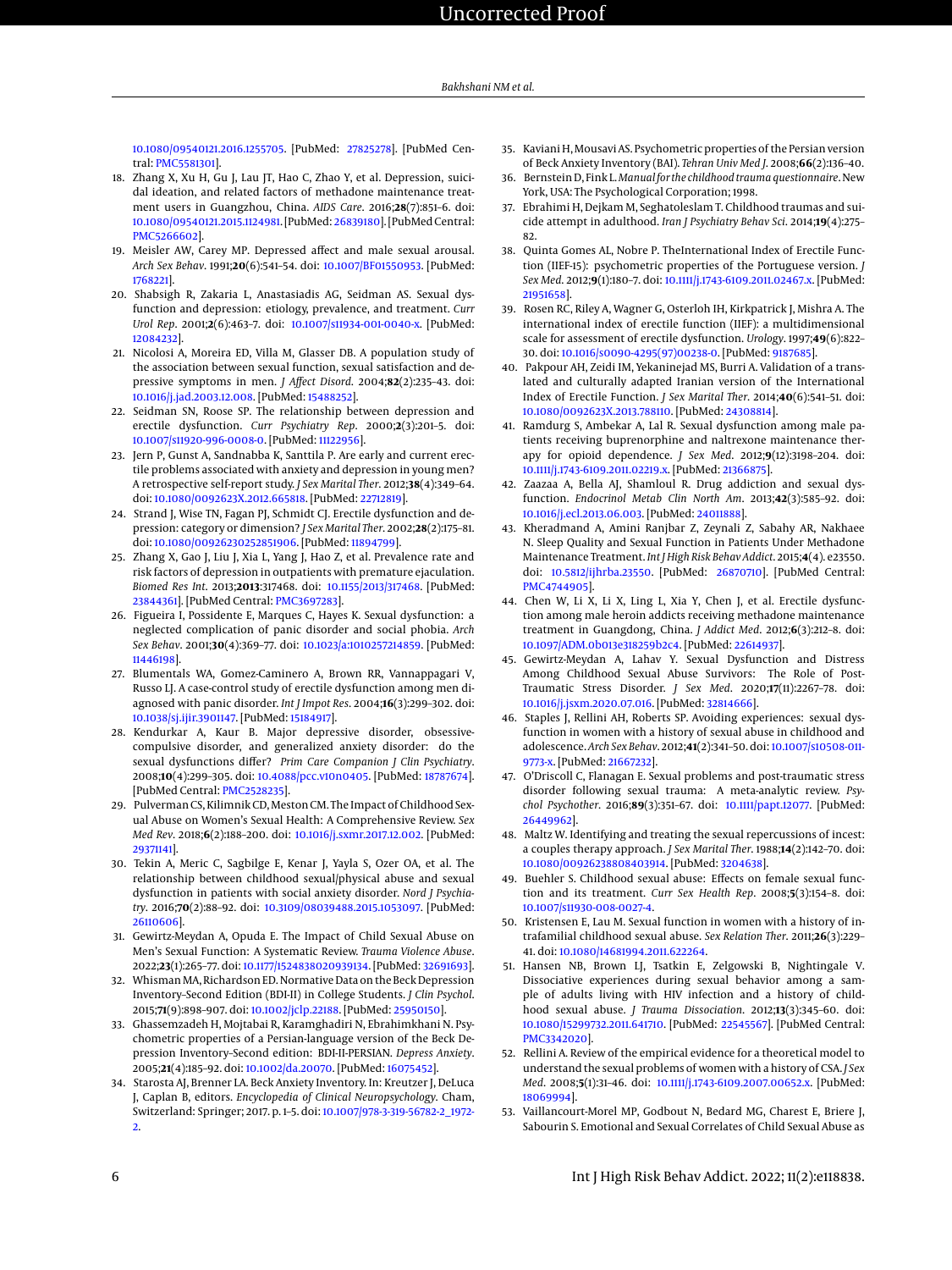10.1080/09540121.2016.1255705. [PubMed: 27825278]. [PubMed Central: PMC5581301].

18. Zhang X, Xu H, Gu J, Lau JT, Hao C, Zhao Y, et al. Depression, suicidal ideation, and related factors of methadone maintenance treatment users in Guangzhou, China. *AIDS Care*. 2016;**28**(7):851–6. doi: 10.1080/09540121.2015.1124981. [PubMed: 26839180]. [PubMed Central: PMC5266602].
19. Meisler AW, Carey MP. Depressed affect and male sexual arousal. *Arch Sex Behav*. 1991;**20**(6):541–54. doi: 10.1007/BF01550953. [PubMed: 1768221].
20. Shabsigh R, Zakaria L, Anastasiadis AG, Seidman AS. Sexual dysfunction and depression: etiology, prevalence, and treatment. *Curr Urol Rep*. 2001;**2**(6):463–7. doi: 10.1007/s11934-001-0040-x. [PubMed: 12084232].
21. Nicolosi A, Moreira ED, Villa M, Glasser DB. A population study of the association between sexual function, sexual satisfaction and depressive symptoms in men. *J Affect Disord*. 2004;**82**(2):235–43. doi: 10.1016/j.jad.2003.12.008. [PubMed: 15488252].
22. Seidman SN, Roose SP. The relationship between depression and erectile dysfunction. *Curr Psychiatry Rep*. 2000;**2**(3):201–5. doi: 10.1007/s11920-996-0008-0. [PubMed: 11122956].
23. Jern P, Gunst A, Sandnabba K, Santtila P. Are early and current erectile problems associated with anxiety and depression in young men? A retrospective self-report study. *J Sex Marital Ther*. 2012;**38**(4):349–64. doi: 10.1080/0092623X.2012.665818. [PubMed: 22712819].
24. Strand J, Wise TN, Fagan PJ, Schmidt CJ. Erectile dysfunction and depression: category or dimension? *J Sex Marital Ther*. 2002;**28**(2):175–81. doi: 10.1080/00926230252851906. [PubMed: 11894799].
25. Zhang X, Gao J, Liu J, Xia L, Yang J, Hao Z, et al. Prevalence rate and risk factors of depression in outpatients with premature ejaculation. *Biomed Res Int*. 2013;**2013**:317468. doi: 10.1155/2013/317468. [PubMed: 23844361]. [PubMed Central: PMC3697283].
26. Figueira I, Possidente E, Marques C, Hayes K. Sexual dysfunction: a neglected complication of panic disorder and social phobia. *Arch Sex Behav*. 2001;**30**(4):369–77. doi: 10.1023/a:1010257214859. [PubMed: 11446198].
27. Blumentals WA, Gomez-Caminero A, Brown RR, Vannappagari V, Russo LJ. A case-control study of erectile dysfunction among men diagnosed with panic disorder. *Int J Impot Res*. 2004;**16**(3):299–302. doi: 10.1038/sj.ijir.3901147. [PubMed: 15184917].
28. Kendurkar A, Kaur B. Major depressive disorder, obsessive-compulsive disorder, and generalized anxiety disorder: do the sexual dysfunctions differ? *Prim Care Companion J Clin Psychiatry*. 2008;**10**(4):299–305. doi: 10.4088/pcc.v10n0405. [PubMed: 18787674]. [PubMed Central: PMC2528235].
29. Pulverman CS, Kilimnik CD, Meston CM. The Impact of Childhood Sexual Abuse on Women's Sexual Health: A Comprehensive Review. *Sex Med Rev*. 2018;**6**(2):188–200. doi: 10.1016/j.sxmr.2017.12.002. [PubMed: 29371141].
30. Tekin A, Meric C, Sagbilge E, Kenar J, Yayla S, Ozer OA, et al. The relationship between childhood sexual/physical abuse and sexual dysfunction in patients with social anxiety disorder. *Nord J Psychiatry*. 2016;**70**(2):88–92. doi: 10.3109/08039488.2015.1053097. [PubMed: 26110606].
31. Gewirtz-Meydan A, Opuda E. The Impact of Child Sexual Abuse on Men's Sexual Function: A Systematic Review. *Trauma Violence Abuse*. 2022;**23**(1):265–77. doi: 10.1177/1524838020939134. [PubMed: 32691693].
32. Whisman MA, Richardson ED. Normative Data on the Beck Depression Inventory–Second Edition (BDI-II) in College Students. *J Clin Psychol*. 2015;**71**(9):898–907. doi: 10.1002/jclp.22188. [PubMed: 25950150].
33. Ghassemzadeh H, Mojtabai R, Karamghadiri N, Ebrahimkhani N. Psychometric properties of a Persian-language version of the Beck Depression Inventory–Second edition: BDI-II-PERSIAN. *Depress Anxiety*. 2005;**21**(4):185–92. doi: 10.1002/da.20070. [PubMed: 16075452].
34. Starosta AJ, Brenner LA. Beck Anxiety Inventory. In: Kreutzer J, DeLuca J, Caplan B, editors. *Encyclopedia of Clinical Neuropsychology*. Cham, Switzerland: Springer; 2017. p. 1–5. doi: 10.1007/978-3-319-56782-2_1972-2.
35. Kaviani H, Mousavi AS. Psychometric properties of the Persian version of Beck Anxiety Inventory (BAI). *Tehran Univ Med J*. 2008;**66**(2):136–40.
36. Bernstein D, Fink L. *Manual for the childhood trauma questionnaire*. New York, USA: The Psychological Corporation; 1998.
37. Ebrahimi H, Dejkam M, Seghatoleslam T. Childhood traumas and suicide attempt in adulthood. *Iran J Psychiatry Behav Sci*. 2014;**19**(4):275–82.
38. Quinta Gomes AL, Nobre P. TheInternational Index of Erectile Function (IIEF-15): psychometric properties of the Portuguese version. *J Sex Med*. 2012;**9**(1):180–7. doi: 10.1111/j.1743-6109.2011.02467.x. [PubMed: 21951658].
39. Rosen RC, Riley A, Wagner G, Osterloh IH, Kirkpatrick J, Mishra A. The international index of erectile function (IIEF): a multidimensional scale for assessment of erectile dysfunction. *Urology*. 1997;**49**(6):822–30. doi: 10.1016/s0090-4295(97)00238-0. [PubMed: 9187685].
40. Pakpour AH, Zeidi IM, Yekaninejad MS, Burri A. Validation of a translated and culturally adapted Iranian version of the International Index of Erectile Function. *J Sex Marital Ther*. 2014;**40**(6):541–51. doi: 10.1080/0092623X.2013.788110. [PubMed: 24308814].
41. Ramdurg S, Ambekar A, Lal R. Sexual dysfunction among male patients receiving buprenorphine and naltrexone maintenance therapy for opioid dependence. *J Sex Med*. 2012;**9**(12):3198–204. doi: 10.1111/j.1743-6109.2011.02219.x. [PubMed: 21366875].
42. Zaazaa A, Bella AJ, Shamloul R. Drug addiction and sexual dysfunction. *Endocrinol Metab Clin North Am*. 2013;**42**(3):585–92. doi: 10.1016/j.ecl.2013.06.003. [PubMed: 24011888].
43. Kheradmand A, Amini Ranjbar Z, Zeynali Z, Sabahy AR, Nakhaee N. Sleep Quality and Sexual Function in Patients Under Methadone Maintenance Treatment. *Int J High Risk Behav Addict*. 2015;**4**(4). e23550. doi: 10.5812/ijhrba.23550. [PubMed: 26870710]. [PubMed Central: PMC4744905].
44. Chen W, Li X, Li X, Ling L, Xia Y, Chen J, et al. Erectile dysfunction among male heroin addicts receiving methadone maintenance treatment in Guangdong, China. *J Addict Med*. 2012;**6**(3):212–8. doi: 10.1097/ADM.0b013e318259b2c4. [PubMed: 22614937].
45. Gewirtz-Meydan A, Lahav Y. Sexual Dysfunction and Distress Among Childhood Sexual Abuse Survivors: The Role of Post-Traumatic Stress Disorder. *J Sex Med*. 2020;**17**(11):2267–78. doi: 10.1016/j.jsxm.2020.07.016. [PubMed: 32814666].
46. Staples J, Rellini AH, Roberts SP. Avoiding experiences: sexual dysfunction in women with a history of sexual abuse in childhood and adolescence. *Arch Sex Behav*. 2012;**41**(2):341–50. doi: 10.1007/s10508-011-9773-x. [PubMed: 21667232].
47. O'Driscoll C, Flanagan E. Sexual problems and post-traumatic stress disorder following sexual trauma: A meta-analytic review. *Psychol Psychother*. 2016;**89**(3):351–67. doi: 10.1111/papt.12077. [PubMed: 26449962].
48. Maltz W. Identifying and treating the sexual repercussions of incest: a couples therapy approach. *J Sex Marital Ther*. 1988;**14**(2):142–70. doi: 10.1080/00926238808403914. [PubMed: 3204638].
49. Buehler S. Childhood sexual abuse: Effects on female sexual function and its treatment. *Curr Sex Health Rep*. 2008;**5**(3):154–8. doi: 10.1007/s11930-008-0027-4.
50. Kristensen E, Lau M. Sexual function in women with a history of intrafamilial childhood sexual abuse. *Sex Relation Ther*. 2011;**26**(3):229–41. doi: 10.1080/14681994.2011.622264.
51. Hansen NB, Brown LJ, Tsatkin E, Zelgowski B, Nightingale V. Dissociative experiences during sexual behavior among a sample of adults living with HIV infection and a history of childhood sexual abuse. *J Trauma Dissociation*. 2012;**13**(3):345–60. doi: 10.1080/15299732.2011.641710. [PubMed: 22545567]. [PubMed Central: PMC3342020].
52. Rellini A. Review of the empirical evidence for a theoretical model to understand the sexual problems of women with a history of CSA. *J Sex Med*. 2008;**5**(1):31–46. doi: 10.1111/j.1743-6109.2007.00652.x. [PubMed: 18069994].
53. Vaillancourt-Morel MP, Godbout N, Bedard MG, Charest E, Briere J, Sabourin S. Emotional and Sexual Correlates of Child Sexual Abuse as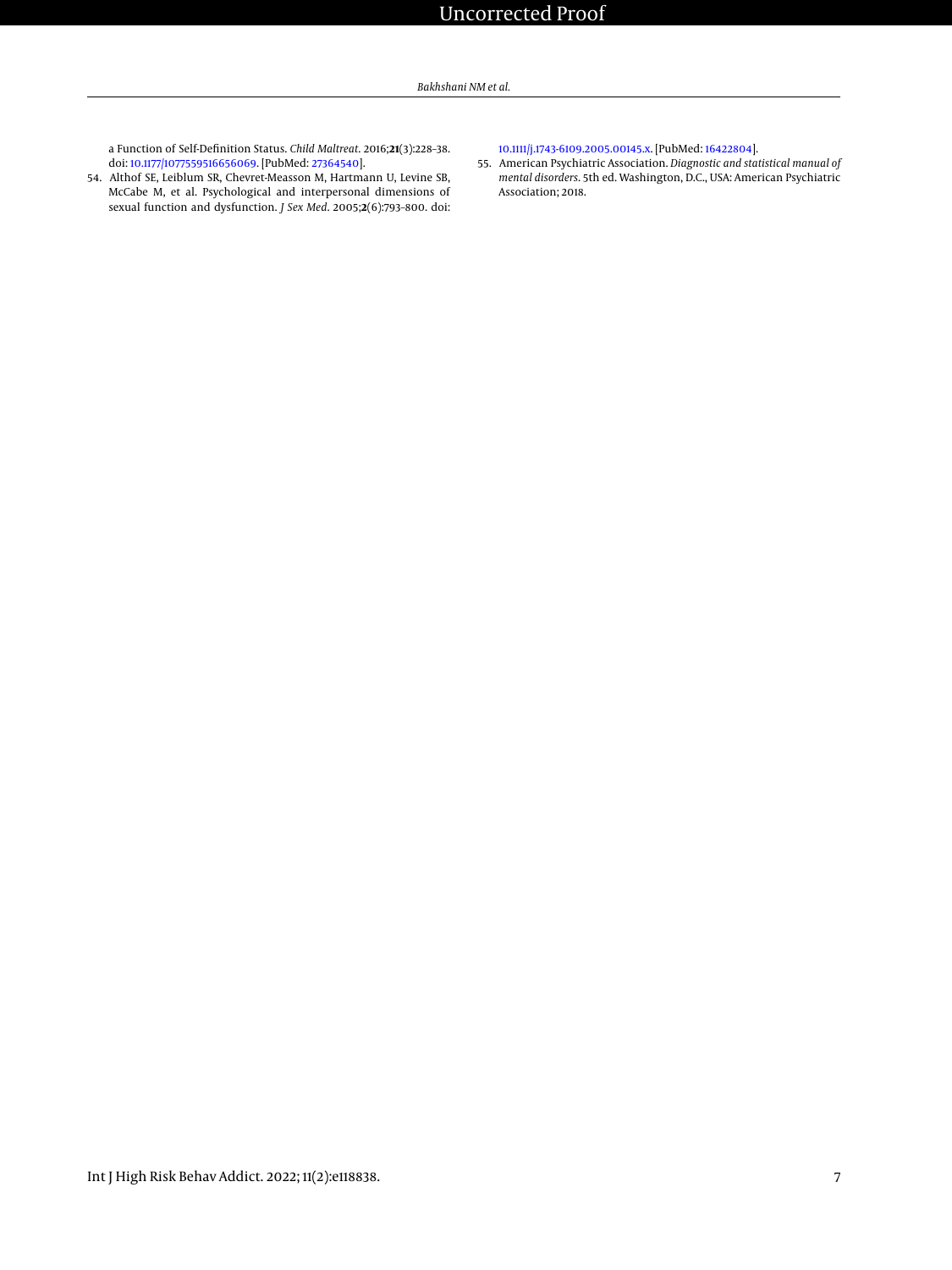a Function of Self-Definition Status. *Child Maltreat*. 2016;**21**(3):228–38. doi: 10.1177/1077559516656069. [PubMed: 27364540].

54. Althof SE, Leiblum SR, Chevret-Measson M, Hartmann U, Levine SB, McCabe M, et al. Psychological and interpersonal dimensions of sexual function and dysfunction. *J Sex Med*. 2005;**2**(6):793–800. doi: 10.1111/j.1743-6109.2005.00145.x. [PubMed: 16422804].
55. American Psychiatric Association. *Diagnostic and statistical manual of mental disorders*. 5th ed. Washington, D.C., USA: American Psychiatric Association; 2018.